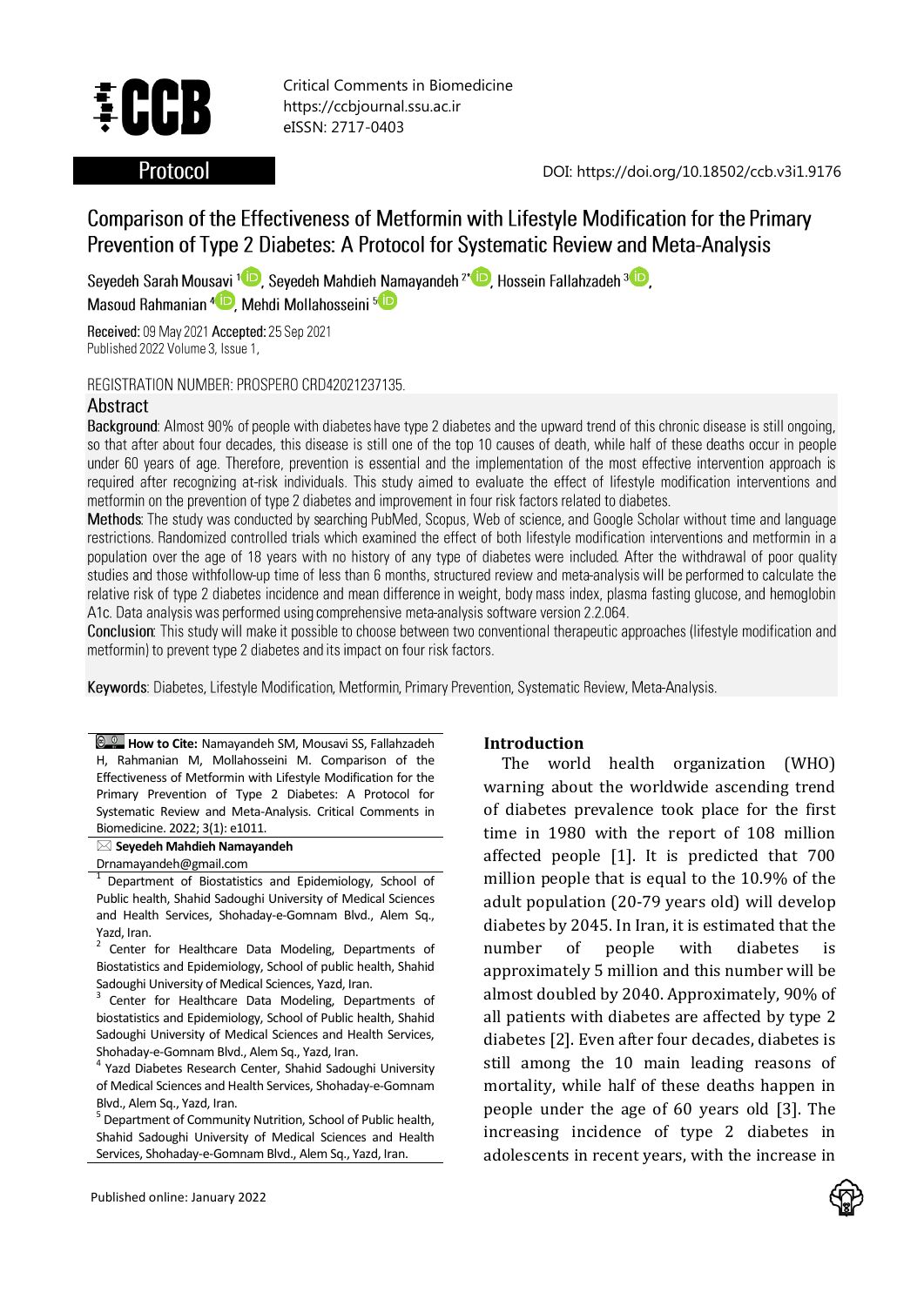Critical Comments in Biomedicine
https://ccbjournal.ssu.ac.ir
eISSN: 2717-0403

Protocol

DOI: https://doi.org/10.18502/ccb.v3i1.9176

# Comparison of the Effectiveness of Metformin with Lifestyle Modification for the Primary Prevention of Type 2 Diabetes: A Protocol for Systematic Review and Meta-Analysis

Seyedeh Sarah Mousavi [1], Seyedeh Mahdieh Namayandeh [2*], Hossein Fallahzadeh [3], Masoud Rahmanian [4], Mehdi Mollahosseini [5]

**Received:** 09 May 2021 **Accepted:** 25 Sep 2021
Published 2022 Volume 3, Issue 1,

REGISTRATION NUMBER: PROSPERO CRD42021237135.

## Abstract

**Background**: Almost 90% of people with diabetes have type 2 diabetes and the upward trend of this chronic disease is still ongoing, so that after about four decades, this disease is still one of the top 10 causes of death, while half of these deaths occur in people under 60 years of age. Therefore, prevention is essential and the implementation of the most effective intervention approach is required after recognizing at-risk individuals. This study aimed to evaluate the effect of lifestyle modification interventions and metformin on the prevention of type 2 diabetes and improvement in four risk factors related to diabetes.

**Methods**: The study was conducted by searching PubMed, Scopus, Web of science, and Google Scholar without time and language restrictions. Randomized controlled trials which examined the effect of both lifestyle modification interventions and metformin in a population over the age of 18 years with no history of any type of diabetes were included. After the withdrawal of poor quality studies and those withfollow-up time of less than 6 months, structured review and meta-analysis will be performed to calculate the relative risk of type 2 diabetes incidence and mean difference in weight, body mass index, plasma fasting glucose, and hemoglobin A1c. Data analysis was performed using comprehensive meta-analysis software version 2.2.064.

**Conclusion**: This study will make it possible to choose between two conventional therapeutic approaches (lifestyle modification and metformin) to prevent type 2 diabetes and its impact on four risk factors.

**Keywords**: Diabetes, Lifestyle Modification, Metformin, Primary Prevention, Systematic Review, Meta-Analysis.

**How to Cite:** Namayandeh SM, Mousavi SS, Fallahzadeh H, Rahmanian M, Mollahosseini M. Comparison of the Effectiveness of Metformin with Lifestyle Modification for the Primary Prevention of Type 2 Diabetes: A Protocol for Systematic Review and Meta-Analysis. Critical Comments in Biomedicine. 2022; 3(1): e1011.

**Seyedeh Mahdieh Namayandeh**
Drnamayandeh@gmail.com

[1] Department of Biostatistics and Epidemiology, School of Public health, Shahid Sadoughi University of Medical Sciences and Health Services, Shohaday-e-Gomnam Blvd., Alem Sq., Yazd, Iran.
[2] Center for Healthcare Data Modeling, Departments of Biostatistics and Epidemiology, School of public health, Shahid Sadoughi University of Medical Sciences, Yazd, Iran.
[3] Center for Healthcare Data Modeling, Departments of biostatistics and Epidemiology, School of Public health, Shahid Sadoughi University of Medical Sciences and Health Services, Shohaday-e-Gomnam Blvd., Alem Sq., Yazd, Iran.
[4] Yazd Diabetes Research Center, Shahid Sadoughi University of Medical Sciences and Health Services, Shohaday-e-Gomnam Blvd., Alem Sq., Yazd, Iran.
[5] Department of Community Nutrition, School of Public health, Shahid Sadoughi University of Medical Sciences and Health Services, Shohaday-e-Gomnam Blvd., Alem Sq., Yazd, Iran.

Published online: January 2022

## Introduction

The world health organization (WHO) warning about the worldwide ascending trend of diabetes prevalence took place for the first time in 1980 with the report of 108 million affected people [1]. It is predicted that 700 million people that is equal to the 10.9% of the adult population (20-79 years old) will develop diabetes by 2045. In Iran, it is estimated that the number of people with diabetes is approximately 5 million and this number will be almost doubled by 2040. Approximately, 90% of all patients with diabetes are affected by type 2 diabetes [2]. Even after four decades, diabetes is still among the 10 main leading reasons of mortality, while half of these deaths happen in people under the age of 60 years old [3]. The increasing incidence of type 2 diabetes in adolescents in recent years, with the increase in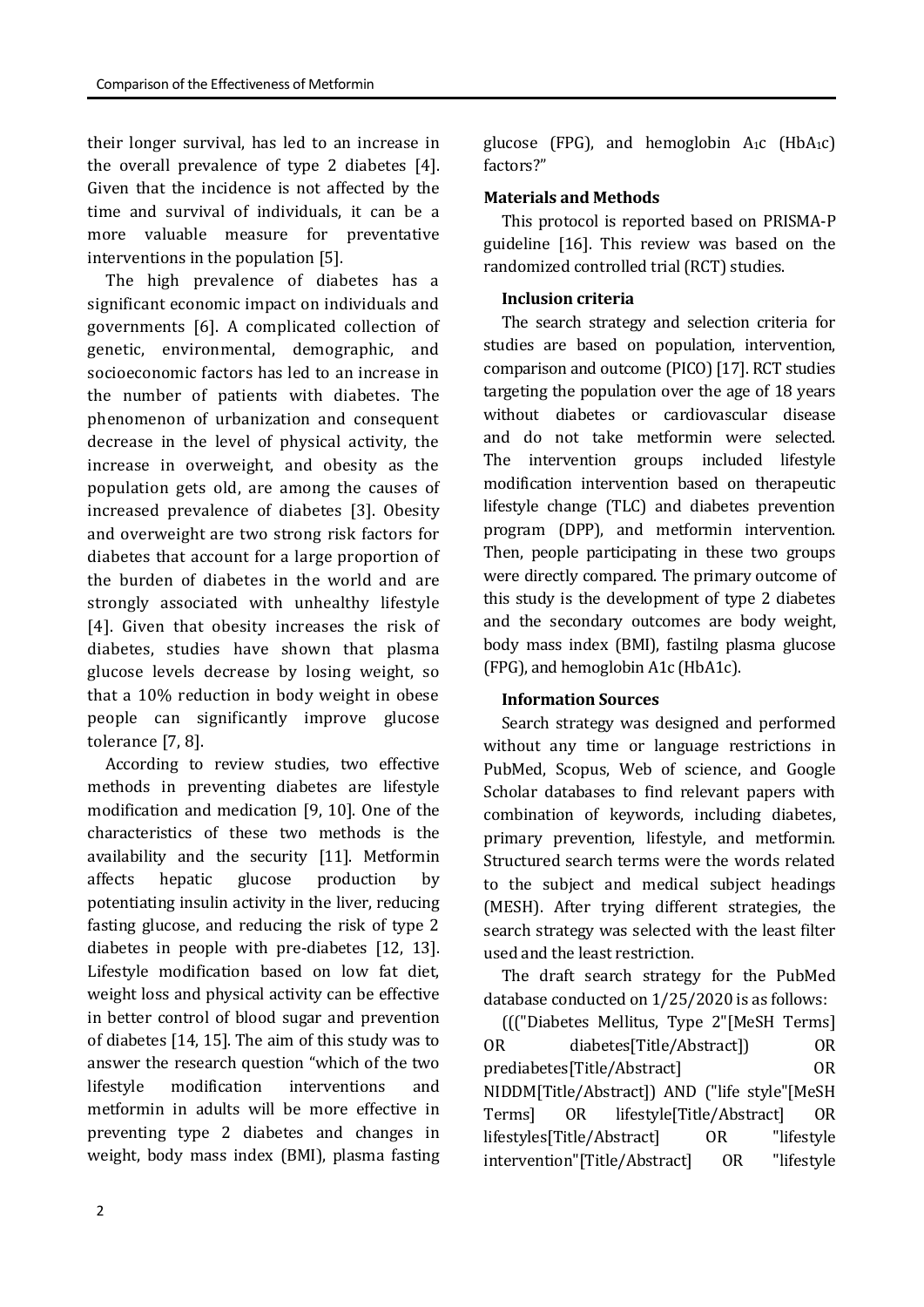their longer survival, has led to an increase in the overall prevalence of type 2 diabetes [4]. Given that the incidence is not affected by the time and survival of individuals, it can be a more valuable measure for preventative interventions in the population [5].

The high prevalence of diabetes has a significant economic impact on individuals and governments [6]. A complicated collection of genetic, environmental, demographic, and socioeconomic factors has led to an increase in the number of patients with diabetes. The phenomenon of urbanization and consequent decrease in the level of physical activity, the increase in overweight, and obesity as the population gets old, are among the causes of increased prevalence of diabetes [3]. Obesity and overweight are two strong risk factors for diabetes that account for a large proportion of the burden of diabetes in the world and are strongly associated with unhealthy lifestyle [4]. Given that obesity increases the risk of diabetes, studies have shown that plasma glucose levels decrease by losing weight, so that a 10% reduction in body weight in obese people can significantly improve glucose tolerance [7, 8].

According to review studies, two effective methods in preventing diabetes are lifestyle modification and medication [9, 10]. One of the characteristics of these two methods is the availability and the security [11]. Metformin affects hepatic glucose production by potentiating insulin activity in the liver, reducing fasting glucose, and reducing the risk of type 2 diabetes in people with pre-diabetes [12, 13]. Lifestyle modification based on low fat diet, weight loss and physical activity can be effective in better control of blood sugar and prevention of diabetes [14, 15]. The aim of this study was to answer the research question "which of the two lifestyle modification interventions and metformin in adults will be more effective in preventing type 2 diabetes and changes in weight, body mass index (BMI), plasma fasting glucose (FPG), and hemoglobin $A_1c$ ($HbA_1c$) factors?"

## Materials and Methods

This protocol is reported based on PRISMA-P guideline [16]. This review was based on the randomized controlled trial (RCT) studies.

### Inclusion criteria

The search strategy and selection criteria for studies are based on population, intervention, comparison and outcome (PICO) [17]. RCT studies targeting the population over the age of 18 years without diabetes or cardiovascular disease and do not take metformin were selected. The intervention groups included lifestyle modification intervention based on therapeutic lifestyle change (TLC) and diabetes prevention program (DPP), and metformin intervention. Then, people participating in these two groups were directly compared. The primary outcome of this study is the development of type 2 diabetes and the secondary outcomes are body weight, body mass index (BMI), fastilng plasma glucose (FPG), and hemoglobin A1c (HbA1c).

### Information Sources

Search strategy was designed and performed without any time or language restrictions in PubMed, Scopus, Web of science, and Google Scholar databases to find relevant papers with combination of keywords, including diabetes, primary prevention, lifestyle, and metformin. Structured search terms were the words related to the subject and medical subject headings (MESH). After trying different strategies, the search strategy was selected with the least filter used and the least restriction.

The draft search strategy for the PubMed database conducted on 1/25/2020 is as follows:

((("Diabetes Mellitus, Type 2"[MeSH Terms] OR diabetes[Title/Abstract]) OR prediabetes[Title/Abstract] OR NIDDM[Title/Abstract]) AND ("life style"[MeSH Terms] OR lifestyle[Title/Abstract] OR lifestyles[Title/Abstract] OR "lifestyle intervention"[Title/Abstract] OR "lifestyle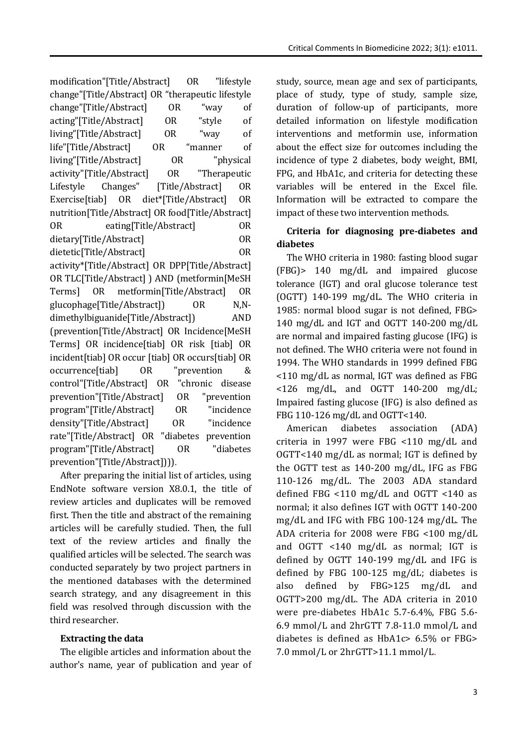modification"[Title/Abstract] OR "lifestyle change"[Title/Abstract] OR "therapeutic lifestyle change"[Title/Abstract] OR "way of acting"[Title/Abstract] OR "style of living"[Title/Abstract] OR "way of life"[Title/Abstract] OR "manner of living"[Title/Abstract] OR "physical activity"[Title/Abstract] OR "Therapeutic Lifestyle Changes" [Title/Abstract] OR Exercise[tiab] OR diet*[Title/Abstract] OR nutrition[Title/Abstract] OR food[Title/Abstract] OR eating[Title/Abstract] OR dietary[Title/Abstract] OR dietetic[Title/Abstract] OR activity*[Title/Abstract] OR DPP[Title/Abstract] OR TLC[Title/Abstract] ) AND (metformin[MeSH Terms] OR metformin[Title/Abstract] OR glucophage[Title/Abstract]) OR N,N-dimethylbiguanide[Title/Abstract]) AND (prevention[Title/Abstract] OR Incidence[MeSH Terms] OR incidence[tiab] OR risk [tiab] OR incident[tiab] OR occur [tiab] OR occurs[tiab] OR occurrence[tiab] OR "prevention & control"[Title/Abstract] OR "chronic disease prevention"[Title/Abstract] OR "prevention program"[Title/Abstract] OR "incidence density"[Title/Abstract] OR "incidence rate"[Title/Abstract] OR "diabetes prevention program"[Title/Abstract] OR "diabetes prevention"[Title/Abstract]))).

After preparing the initial list of articles, using EndNote software version X8.0.1, the title of review articles and duplicates will be removed first. Then the title and abstract of the remaining articles will be carefully studied. Then, the full text of the review articles and finally the qualified articles will be selected. The search was conducted separately by two project partners in the mentioned databases with the determined search strategy, and any disagreement in this field was resolved through discussion with the third researcher.

### Extracting the data

The eligible articles and information about the author's name, year of publication and year of study, source, mean age and sex of participants, place of study, type of study, sample size, duration of follow-up of participants, more detailed information on lifestyle modification interventions and metformin use, information about the effect size for outcomes including the incidence of type 2 diabetes, body weight, BMI, FPG, and HbA1c, and criteria for detecting these variables will be entered in the Excel file. Information will be extracted to compare the impact of these two intervention methods.

### Criteria for diagnosing pre-diabetes and diabetes

The WHO criteria in 1980: fasting blood sugar (FBG)> 140 mg/dL and impaired glucose tolerance (IGT) and oral glucose tolerance test (OGTT) 140-199 mg/dL. The WHO criteria in 1985: normal blood sugar is not defined, FBG> 140 mg/dL and IGT and OGTT 140-200 mg/dL are normal and impaired fasting glucose (IFG) is not defined. The WHO criteria were not found in 1994. The WHO standards in 1999 defined FBG <110 mg/dL as normal, IGT was defined as FBG <126 mg/dL, and OGTT 140-200 mg/dL; Impaired fasting glucose (IFG) is also defined as FBG 110-126 mg/dL and OGTT<140.

American diabetes association (ADA) criteria in 1997 were FBG <110 mg/dL and OGTT<140 mg/dL as normal; IGT is defined by the OGTT test as 140-200 mg/dL, IFG as FBG 110-126 mg/dL. The 2003 ADA standard defined FBG <110 mg/dL and OGTT <140 as normal; it also defines IGT with OGTT 140-200 mg/dL and IFG with FBG 100-124 mg/dL. The ADA criteria for 2008 were FBG <100 mg/dL and OGTT <140 mg/dL as normal; IGT is defined by OGTT 140-199 mg/dL and IFG is defined by FBG 100-125 mg/dL; diabetes is also defined by FBG>125 mg/dL and OGTT>200 mg/dL. The ADA criteria in 2010 were pre-diabetes HbA1c 5.7-6.4%, FBG 5.6-6.9 mmol/L and 2hrGTT 7.8-11.0 mmol/L and diabetes is defined as HbA1c> 6.5% or FBG> 7.0 mmol/L or 2hrGTT>11.1 mmol/L.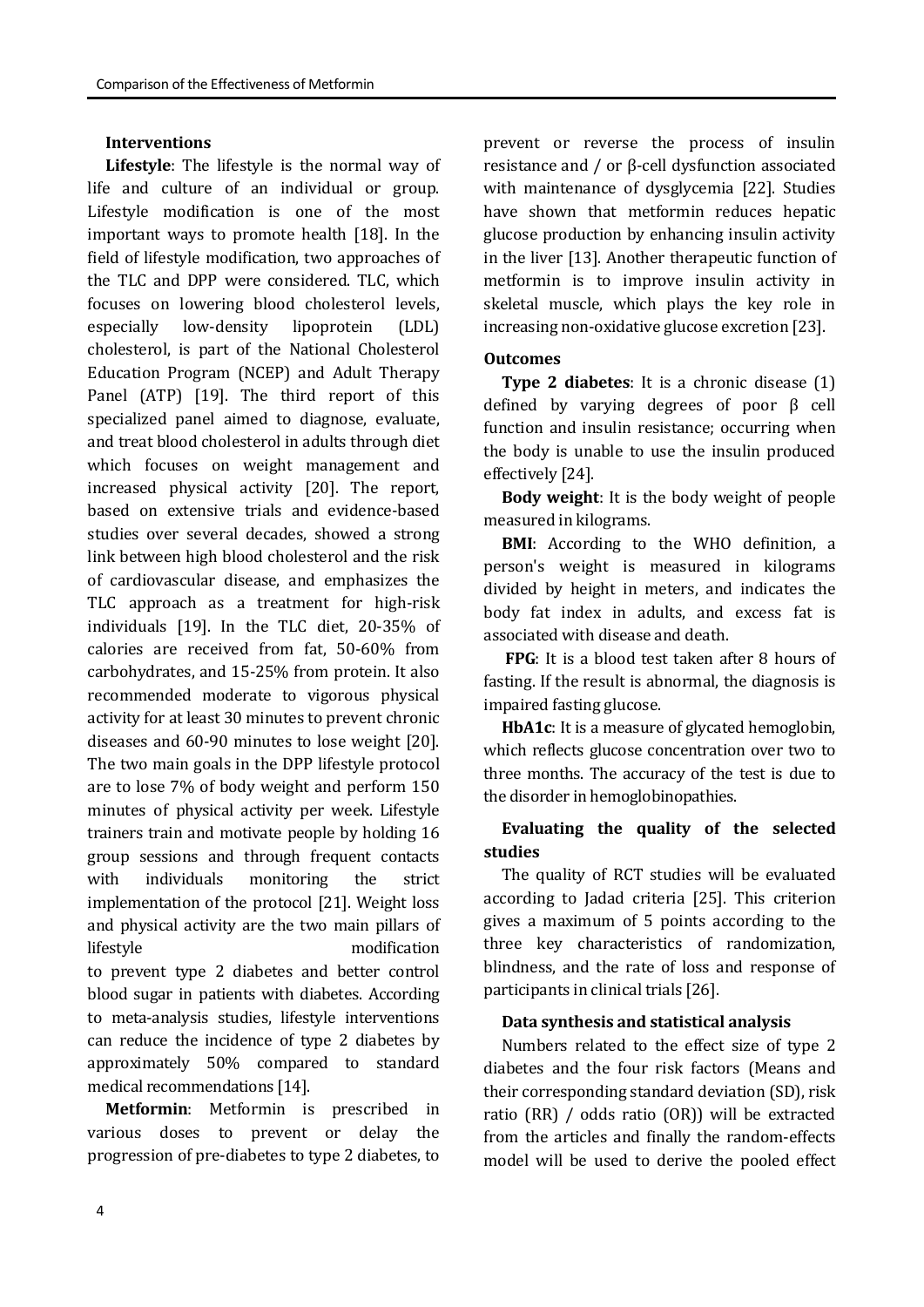### Interventions

**Lifestyle**: The lifestyle is the normal way of life and culture of an individual or group. Lifestyle modification is one of the most important ways to promote health [18]. In the field of lifestyle modification, two approaches of the TLC and DPP were considered. TLC, which focuses on lowering blood cholesterol levels, especially low-density lipoprotein (LDL) cholesterol, is part of the National Cholesterol Education Program (NCEP) and Adult Therapy Panel (ATP) [19]. The third report of this specialized panel aimed to diagnose, evaluate, and treat blood cholesterol in adults through diet which focuses on weight management and increased physical activity [20]. The report, based on extensive trials and evidence-based studies over several decades, showed a strong link between high blood cholesterol and the risk of cardiovascular disease, and emphasizes the TLC approach as a treatment for high-risk individuals [19]. In the TLC diet, 20-35% of calories are received from fat, 50-60% from carbohydrates, and 15-25% from protein. It also recommended moderate to vigorous physical activity for at least 30 minutes to prevent chronic diseases and 60-90 minutes to lose weight [20]. The two main goals in the DPP lifestyle protocol are to lose 7% of body weight and perform 150 minutes of physical activity per week. Lifestyle trainers train and motivate people by holding 16 group sessions and through frequent contacts with individuals monitoring the strict implementation of the protocol [21]. Weight loss and physical activity are the two main pillars of lifestyle modification to prevent type 2 diabetes and better control blood sugar in patients with diabetes. According to meta-analysis studies, lifestyle interventions can reduce the incidence of type 2 diabetes by approximately 50% compared to standard medical recommendations [14].

**Metformin**: Metformin is prescribed in various doses to prevent or delay the progression of pre-diabetes to type 2 diabetes, to prevent or reverse the process of insulin resistance and / or β-cell dysfunction associated with maintenance of dysglycemia [22]. Studies have shown that metformin reduces hepatic glucose production by enhancing insulin activity in the liver [13]. Another therapeutic function of metformin is to improve insulin activity in skeletal muscle, which plays the key role in increasing non-oxidative glucose excretion [23].

### Outcomes

**Type 2 diabetes**: It is a chronic disease (1) defined by varying degrees of poor β cell function and insulin resistance; occurring when the body is unable to use the insulin produced effectively [24].

**Body weight**: It is the body weight of people measured in kilograms.

**BMI**: According to the WHO definition, a person's weight is measured in kilograms divided by height in meters, and indicates the body fat index in adults, and excess fat is associated with disease and death.

**FPG**: It is a blood test taken after 8 hours of fasting. If the result is abnormal, the diagnosis is impaired fasting glucose.

**HbA1c**: It is a measure of glycated hemoglobin, which reflects glucose concentration over two to three months. The accuracy of the test is due to the disorder in hemoglobinopathies.

### Evaluating the quality of the selected studies

The quality of RCT studies will be evaluated according to Jadad criteria [25]. This criterion gives a maximum of 5 points according to the three key characteristics of randomization, blindness, and the rate of loss and response of participants in clinical trials [26].

### Data synthesis and statistical analysis

Numbers related to the effect size of type 2 diabetes and the four risk factors (Means and their corresponding standard deviation (SD), risk ratio (RR) / odds ratio (OR)) will be extracted from the articles and finally the random-effects model will be used to derive the pooled effect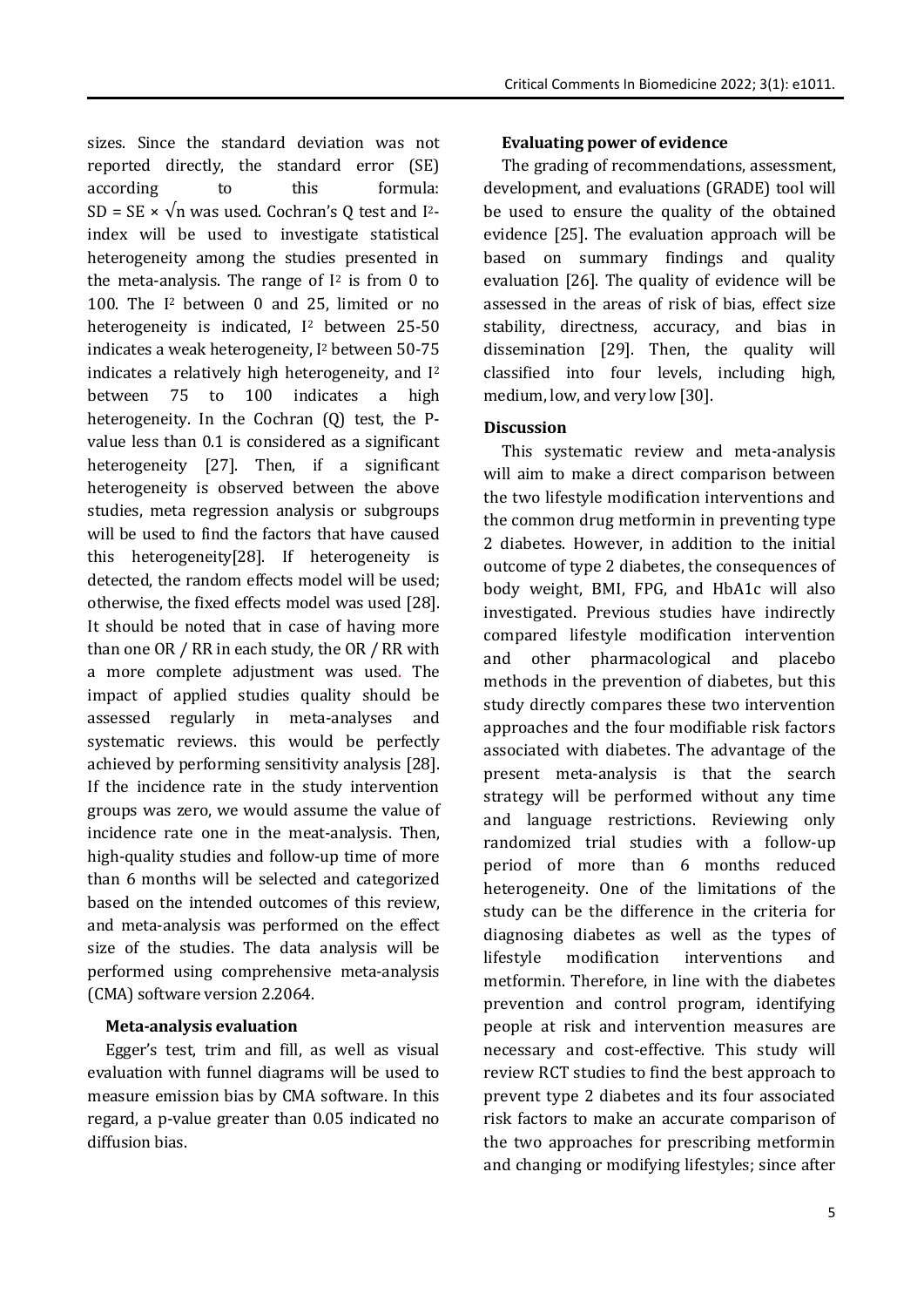sizes. Since the standard deviation was not reported directly, the standard error (SE) according to this formula: $SD = SE \times \sqrt{n}$ was used. Cochran's Q test and $I^2$-index will be used to investigate statistical heterogeneity among the studies presented in the meta-analysis. The range of $I^2$ is from 0 to 100. The $I^2$ between 0 and 25, limited or no heterogeneity is indicated, $I^2$ between 25-50 indicates a weak heterogeneity, $I^2$ between 50-75 indicates a relatively high heterogeneity, and $I^2$ between 75 to 100 indicates a high heterogeneity. In the Cochran (Q) test, the P-value less than 0.1 is considered as a significant heterogeneity [27]. Then, if a significant heterogeneity is observed between the above studies, meta regression analysis or subgroups will be used to find the factors that have caused this heterogeneity[28]. If heterogeneity is detected, the random effects model will be used; otherwise, the fixed effects model was used [28]. It should be noted that in case of having more than one OR / RR in each study, the OR / RR with a more complete adjustment was used. The impact of applied studies quality should be assessed regularly in meta-analyses and systematic reviews. this would be perfectly achieved by performing sensitivity analysis [28]. If the incidence rate in the study intervention groups was zero, we would assume the value of incidence rate one in the meat-analysis. Then, high-quality studies and follow-up time of more than 6 months will be selected and categorized based on the intended outcomes of this review, and meta-analysis was performed on the effect size of the studies. The data analysis will be performed using comprehensive meta-analysis (CMA) software version 2.2064.

### Meta-analysis evaluation

Egger's test, trim and fill, as well as visual evaluation with funnel diagrams will be used to measure emission bias by CMA software. In this regard, a p-value greater than 0.05 indicated no diffusion bias.

### Evaluating power of evidence

The grading of recommendations, assessment, development, and evaluations (GRADE) tool will be used to ensure the quality of the obtained evidence [25]. The evaluation approach will be based on summary findings and quality evaluation [26]. The quality of evidence will be assessed in the areas of risk of bias, effect size stability, directness, accuracy, and bias in dissemination [29]. Then, the quality will classified into four levels, including high, medium, low, and very low [30].

## Discussion

This systematic review and meta-analysis will aim to make a direct comparison between the two lifestyle modification interventions and the common drug metformin in preventing type 2 diabetes. However, in addition to the initial outcome of type 2 diabetes, the consequences of body weight, BMI, FPG, and HbA1c will also investigated. Previous studies have indirectly compared lifestyle modification intervention and other pharmacological and placebo methods in the prevention of diabetes, but this study directly compares these two intervention approaches and the four modifiable risk factors associated with diabetes. The advantage of the present meta-analysis is that the search strategy will be performed without any time and language restrictions. Reviewing only randomized trial studies with a follow-up period of more than 6 months reduced heterogeneity. One of the limitations of the study can be the difference in the criteria for diagnosing diabetes as well as the types of lifestyle modification interventions and metformin. Therefore, in line with the diabetes prevention and control program, identifying people at risk and intervention measures are necessary and cost-effective. This study will review RCT studies to find the best approach to prevent type 2 diabetes and its four associated risk factors to make an accurate comparison of the two approaches for prescribing metformin and changing or modifying lifestyles; since after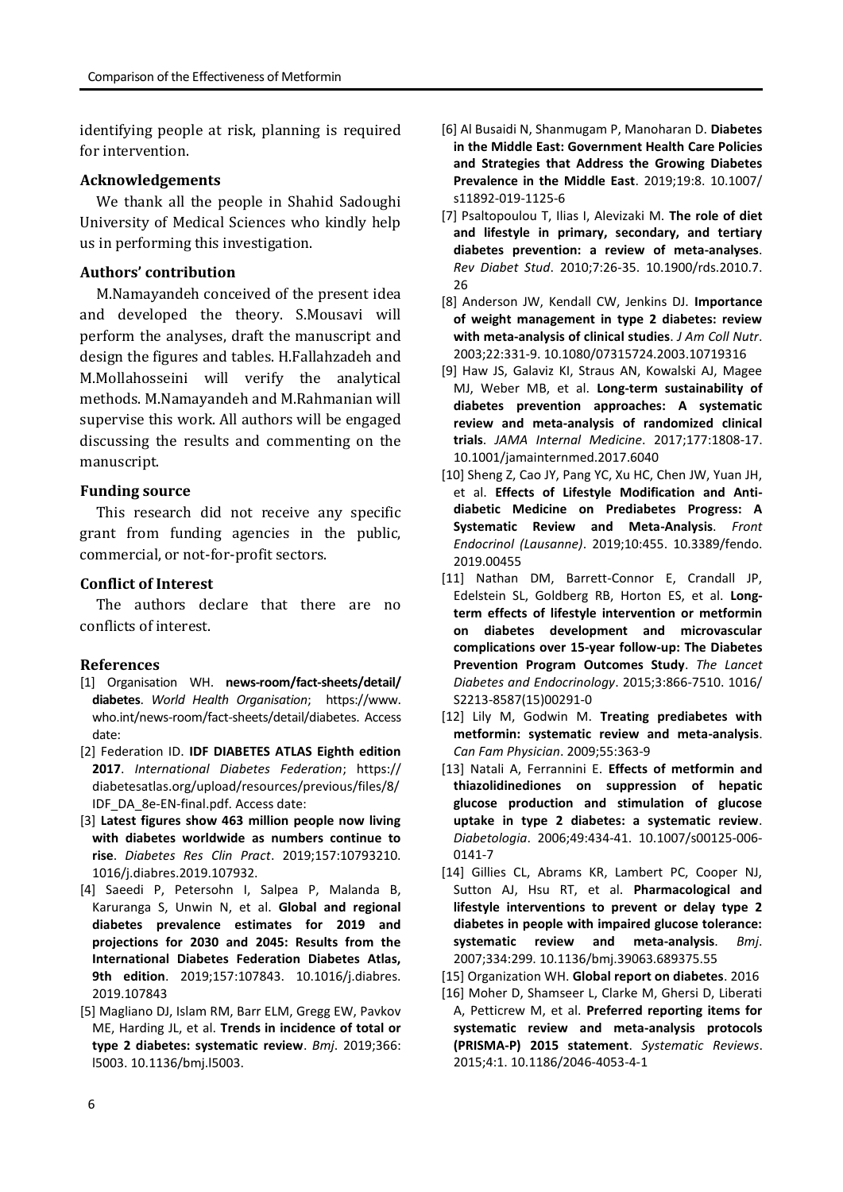identifying people at risk, planning is required for intervention.

### Acknowledgements

We thank all the people in Shahid Sadoughi University of Medical Sciences who kindly help us in performing this investigation.

### Authors' contribution

M.Namayandeh conceived of the present idea and developed the theory. S.Mousavi will perform the analyses, draft the manuscript and design the figures and tables. H.Fallahzadeh and M.Mollahosseini will verify the analytical methods. M.Namayandeh and M.Rahmanian will supervise this work. All authors will be engaged discussing the results and commenting on the manuscript.

### Funding source

This research did not receive any specific grant from funding agencies in the public, commercial, or not-for-profit sectors.

### Conflict of Interest

The authors declare that there are no conflicts of interest.

### References

[1] Organisation WH. **news-room/fact-sheets/detail/diabetes**. *World Health Organisation*; https://www.who.int/news-room/fact-sheets/detail/diabetes. Access date:

[2] Federation ID. **IDF DIABETES ATLAS Eighth edition 2017**. *International Diabetes Federation*; https://diabetesatlas.org/upload/resources/previous/files/8/IDF_DA_8e-EN-final.pdf. Access date:

[3] **Latest figures show 463 million people now living with diabetes worldwide as numbers continue to rise**. *Diabetes Res Clin Pract*. 2019;157:10793210.1016/j.diabres.2019.107932.

[4] Saeedi P, Petersohn I, Salpea P, Malanda B, Karuranga S, Unwin N, et al. **Global and regional diabetes prevalence estimates for 2019 and projections for 2030 and 2045: Results from the International Diabetes Federation Diabetes Atlas, 9th edition**. 2019;157:107843. 10.1016/j.diabres.2019.107843

[5] Magliano DJ, Islam RM, Barr ELM, Gregg EW, Pavkov ME, Harding JL, et al. **Trends in incidence of total or type 2 diabetes: systematic review**. *Bmj*. 2019;366:l5003. 10.1136/bmj.l5003.

[6] Al Busaidi N, Shanmugam P, Manoharan D. **Diabetes in the Middle East: Government Health Care Policies and Strategies that Address the Growing Diabetes Prevalence in the Middle East**. 2019;19:8. 10.1007/s11892-019-1125-6

[7] Psaltopoulou T, Ilias I, Alevizaki M. **The role of diet and lifestyle in primary, secondary, and tertiary diabetes prevention: a review of meta-analyses**. *Rev Diabet Stud*. 2010;7:26-35. 10.1900/rds.2010.7.26

[8] Anderson JW, Kendall CW, Jenkins DJ. **Importance of weight management in type 2 diabetes: review with meta-analysis of clinical studies**. *J Am Coll Nutr*. 2003;22:331-9. 10.1080/07315724.2003.10719316

[9] Haw JS, Galaviz KI, Straus AN, Kowalski AJ, Magee MJ, Weber MB, et al. **Long-term sustainability of diabetes prevention approaches: A systematic review and meta-analysis of randomized clinical trials**. *JAMA Internal Medicine*. 2017;177:1808-17. 10.1001/jamainternmed.2017.6040

[10] Sheng Z, Cao JY, Pang YC, Xu HC, Chen JW, Yuan JH, et al. **Effects of Lifestyle Modification and Anti-diabetic Medicine on Prediabetes Progress: A Systematic Review and Meta-Analysis**. *Front Endocrinol (Lausanne)*. 2019;10:455. 10.3389/fendo.2019.00455

[11] Nathan DM, Barrett-Connor E, Crandall JP, Edelstein SL, Goldberg RB, Horton ES, et al. **Long-term effects of lifestyle intervention or metformin on diabetes development and microvascular complications over 15-year follow-up: The Diabetes Prevention Program Outcomes Study**. *The Lancet Diabetes and Endocrinology*. 2015;3:866-7510. 1016/S2213-8587(15)00291-0

[12] Lily M, Godwin M. **Treating prediabetes with metformin: systematic review and meta-analysis**. *Can Fam Physician*. 2009;55:363-9

[13] Natali A, Ferrannini E. **Effects of metformin and thiazolidinediones on suppression of hepatic glucose production and stimulation of glucose uptake in type 2 diabetes: a systematic review**. *Diabetologia*. 2006;49:434-41. 10.1007/s00125-006-0141-7

[14] Gillies CL, Abrams KR, Lambert PC, Cooper NJ, Sutton AJ, Hsu RT, et al. **Pharmacological and lifestyle interventions to prevent or delay type 2 diabetes in people with impaired glucose tolerance: systematic review and meta-analysis**. *Bmj*. 2007;334:299. 10.1136/bmj.39063.689375.55

[15] Organization WH. **Global report on diabetes**. 2016

[16] Moher D, Shamseer L, Clarke M, Ghersi D, Liberati A, Petticrew M, et al. **Preferred reporting items for systematic review and meta-analysis protocols (PRISMA-P) 2015 statement**. *Systematic Reviews*. 2015;4:1. 10.1186/2046-4053-4-1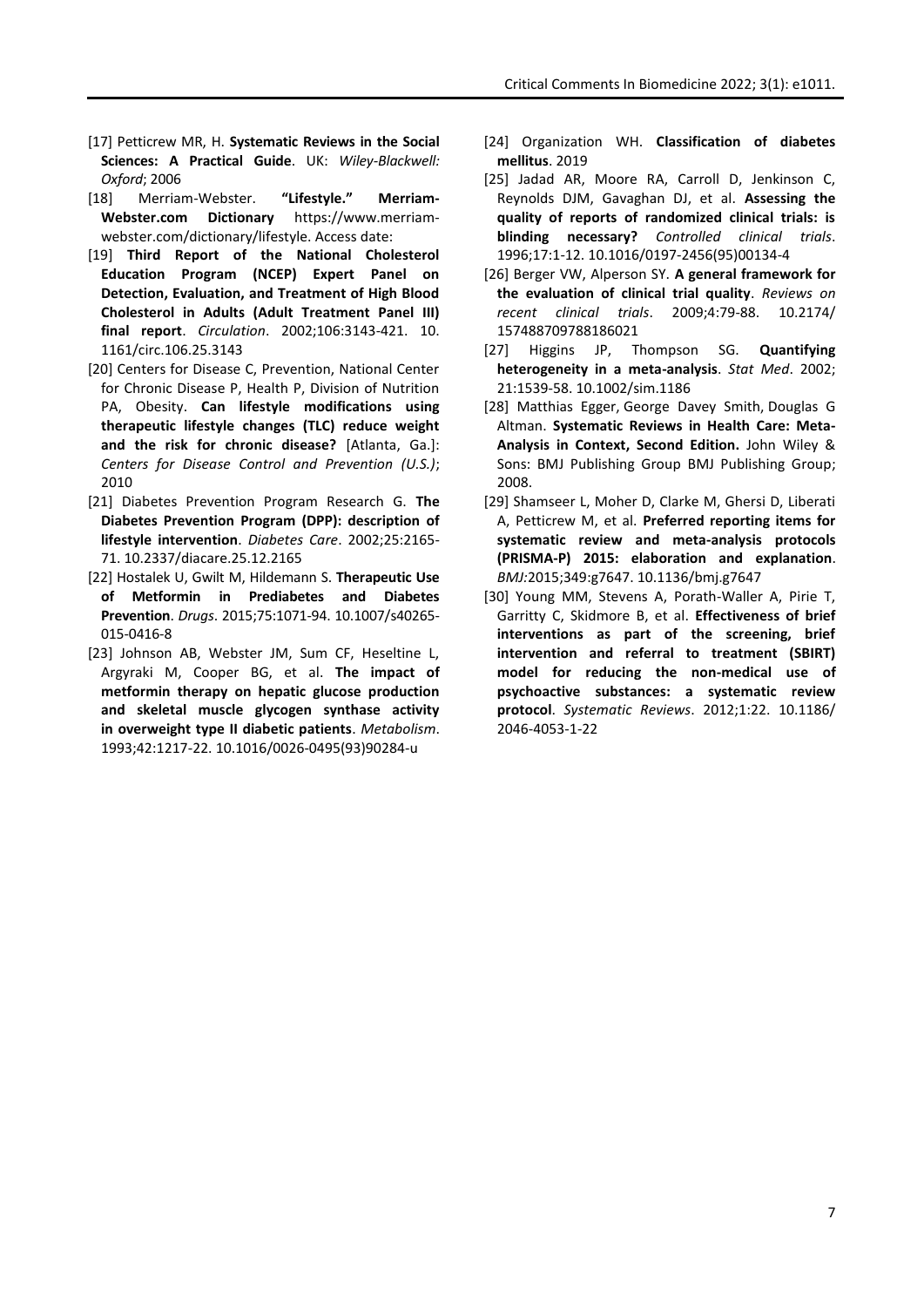[17] Petticrew MR, H. **Systematic Reviews in the Social Sciences: A Practical Guide**. UK: *Wiley-Blackwell: Oxford*; 2006

[18] Merriam-Webster. **"Lifestyle." Merriam-Webster.com Dictionary** https://www.merriam-webster.com/dictionary/lifestyle. Access date:

[19] **Third Report of the National Cholesterol Education Program (NCEP) Expert Panel on Detection, Evaluation, and Treatment of High Blood Cholesterol in Adults (Adult Treatment Panel III) final report**. *Circulation*. 2002;106:3143-421. 10. 1161/circ.106.25.3143

[20] Centers for Disease C, Prevention, National Center for Chronic Disease P, Health P, Division of Nutrition PA, Obesity. **Can lifestyle modifications using therapeutic lifestyle changes (TLC) reduce weight and the risk for chronic disease?** [Atlanta, Ga.]: *Centers for Disease Control and Prevention (U.S.)*; 2010

[21] Diabetes Prevention Program Research G. **The Diabetes Prevention Program (DPP): description of lifestyle intervention**. *Diabetes Care*. 2002;25:2165-71. 10.2337/diacare.25.12.2165

[22] Hostalek U, Gwilt M, Hildemann S. **Therapeutic Use of Metformin in Prediabetes and Diabetes Prevention**. *Drugs*. 2015;75:1071-94. 10.1007/s40265-015-0416-8

[23] Johnson AB, Webster JM, Sum CF, Heseltine L, Argyraki M, Cooper BG, et al. **The impact of metformin therapy on hepatic glucose production and skeletal muscle glycogen synthase activity in overweight type II diabetic patients**. *Metabolism*. 1993;42:1217-22. 10.1016/0026-0495(93)90284-u

[24] Organization WH. **Classification of diabetes mellitus**. 2019

[25] Jadad AR, Moore RA, Carroll D, Jenkinson C, Reynolds DJM, Gavaghan DJ, et al. **Assessing the quality of reports of randomized clinical trials: is blinding necessary?** *Controlled clinical trials*. 1996;17:1-12. 10.1016/0197-2456(95)00134-4

[26] Berger VW, Alperson SY. **A general framework for the evaluation of clinical trial quality**. *Reviews on recent clinical trials*. 2009;4:79-88. 10.2174/ 157488709788186021

[27] Higgins JP, Thompson SG. **Quantifying heterogeneity in a meta-analysis**. *Stat Med*. 2002; 21:1539-58. 10.1002/sim.1186

[28] Matthias Egger, George Davey Smith, Douglas G Altman. **Systematic Reviews in Health Care: Meta-Analysis in Context, Second Edition.** John Wiley & Sons: BMJ Publishing Group BMJ Publishing Group; 2008.

[29] Shamseer L, Moher D, Clarke M, Ghersi D, Liberati A, Petticrew M, et al. **Preferred reporting items for systematic review and meta-analysis protocols (PRISMA-P) 2015: elaboration and explanation**. *BMJ*:2015;349:g7647. 10.1136/bmj.g7647

[30] Young MM, Stevens A, Porath-Waller A, Pirie T, Garritty C, Skidmore B, et al. **Effectiveness of brief interventions as part of the screening, brief intervention and referral to treatment (SBIRT) model for reducing the non-medical use of psychoactive substances: a systematic review protocol**. *Systematic Reviews*. 2012;1:22. 10.1186/ 2046-4053-1-22